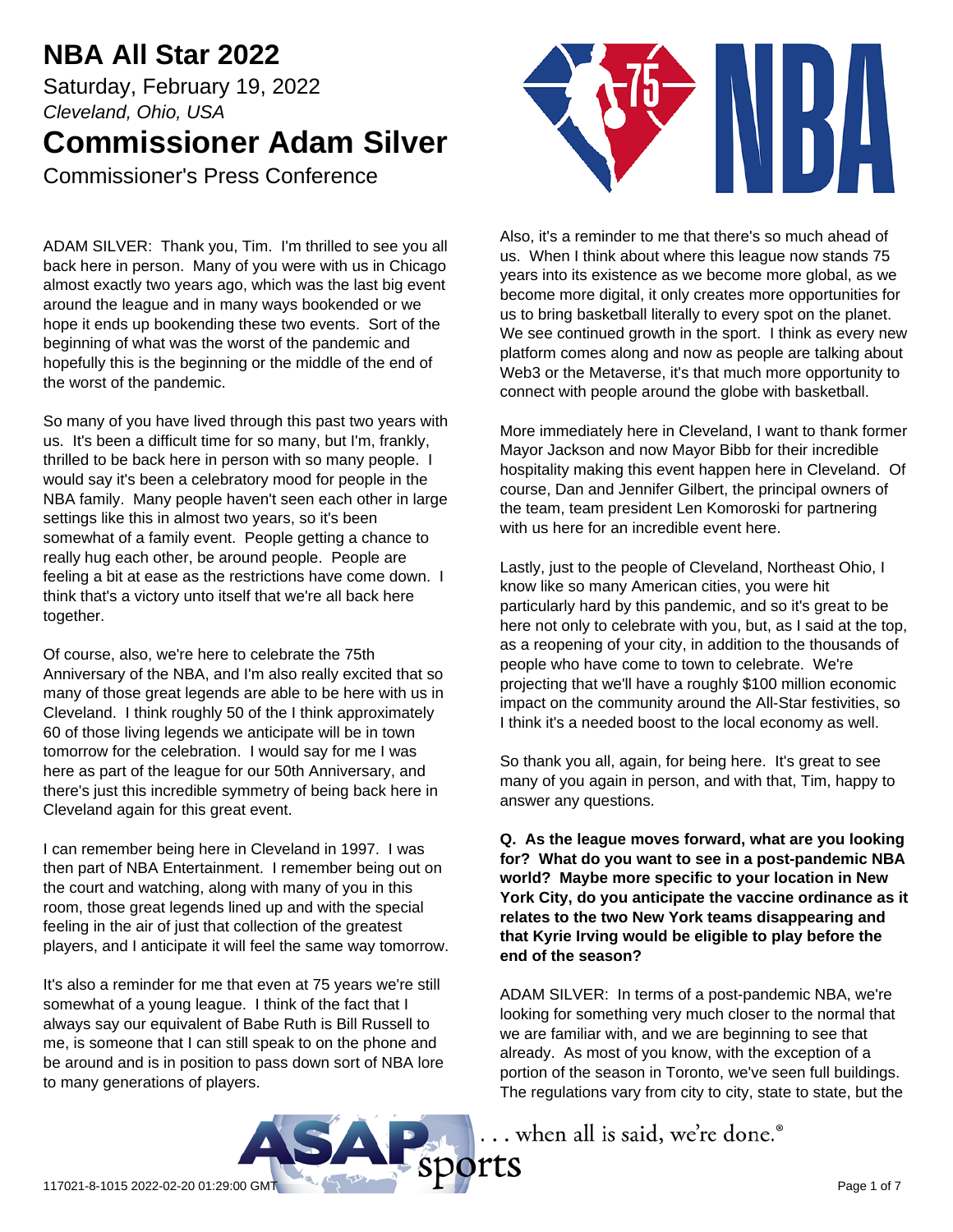# NBA All Star 2022

Saturday, February 19, 2022

*Cleveland, Ohio, USA*

# Commissioner Adam Silver

Commissioner's Press Conference

ADAM SILVER: Thank you, Tim. I'm thrilled to see you all back here in person. Many of you were with us in Chicago almost exactly two years ago, which was the last big event around the league and in many ways bookended or we hope it ends up bookending these two events. Sort of the beginning of what was the worst of the pandemic and hopefully this is the beginning or the middle of the end of the worst of the pandemic.

So many of you have lived through this past two years with us. It's been a difficult time for so many, but I'm, frankly, thrilled to be back here in person with so many people. I would say it's been a celebratory mood for people in the NBA family. Many people haven't seen each other in large settings like this in almost two years, so it's been somewhat of a family event. People getting a chance to really hug each other, be around people. People are feeling a bit at ease as the restrictions have come down. I think that's a victory unto itself that we're all back here together.

Of course, also, we're here to celebrate the 75th Anniversary of the NBA, and I'm also really excited that so many of those great legends are able to be here with us in Cleveland. I think roughly 50 of the I think approximately 60 of those living legends we anticipate will be in town tomorrow for the celebration. I would say for me I was here as part of the league for our 50th Anniversary, and there's just this incredible symmetry of being back here in Cleveland again for this great event.

I can remember being here in Cleveland in 1997. I was then part of NBA Entertainment. I remember being out on the court and watching, along with many of you in this room, those great legends lined up and with the special feeling in the air of just that collection of the greatest players, and I anticipate it will feel the same way tomorrow.

It's also a reminder for me that even at 75 years we're still somewhat of a young league. I think of the fact that I always say our equivalent of Babe Ruth is Bill Russell to me, is someone that I can still speak to on the phone and be around and is in position to pass down sort of NBA lore to many generations of players.

Also, it's a reminder to me that there's so much ahead of us. When I think about where this league now stands 75 years into its existence as we become more global, as we become more digital, it only creates more opportunities for us to bring basketball literally to every spot on the planet. We see continued growth in the sport. I think as every new platform comes along and now as people are talking about Web3 or the Metaverse, it's that much more opportunity to connect with people around the globe with basketball.

More immediately here in Cleveland, I want to thank former Mayor Jackson and now Mayor Bibb for their incredible hospitality making this event happen here in Cleveland. Of course, Dan and Jennifer Gilbert, the principal owners of the team, team president Len Komoroski for partnering with us here for an incredible event here.

Lastly, just to the people of Cleveland, Northeast Ohio, I know like so many American cities, you were hit particularly hard by this pandemic, and so it's great to be here not only to celebrate with you, but, as I said at the top, as a reopening of your city, in addition to the thousands of people who have come to town to celebrate. We're projecting that we'll have a roughly $100 million economic impact on the community around the All-Star festivities, so I think it's a needed boost to the local economy as well.

So thank you all, again, for being here. It's great to see many of you again in person, and with that, Tim, happy to answer any questions.

**Q. As the league moves forward, what are you looking for? What do you want to see in a post-pandemic NBA world? Maybe more specific to your location in New York City, do you anticipate the vaccine ordinance as it relates to the two New York teams disappearing and that Kyrie Irving would be eligible to play before the end of the season?**

ADAM SILVER: In terms of a post-pandemic NBA, we're looking for something very much closer to the normal that we are familiar with, and we are beginning to see that already. As most of you know, with the exception of a portion of the season in Toronto, we've seen full buildings. The regulations vary from city to city, state to state, but the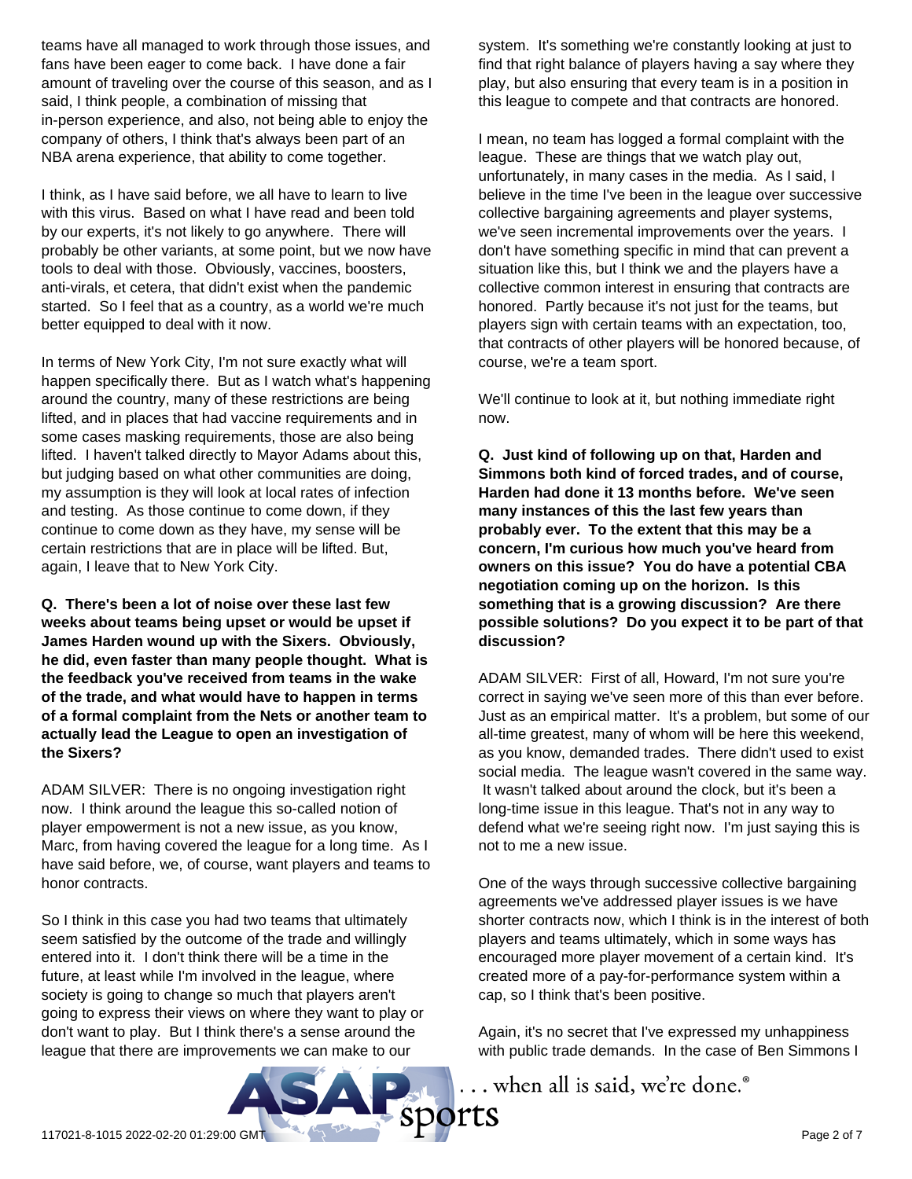teams have all managed to work through those issues, and fans have been eager to come back. I have done a fair amount of traveling over the course of this season, and as I said, I think people, a combination of missing that in-person experience, and also, not being able to enjoy the company of others, I think that's always been part of an NBA arena experience, that ability to come together.

I think, as I have said before, we all have to learn to live with this virus. Based on what I have read and been told by our experts, it's not likely to go anywhere. There will probably be other variants, at some point, but we now have tools to deal with those. Obviously, vaccines, boosters, anti-virals, et cetera, that didn't exist when the pandemic started. So I feel that as a country, as a world we're much better equipped to deal with it now.

In terms of New York City, I'm not sure exactly what will happen specifically there. But as I watch what's happening around the country, many of these restrictions are being lifted, and in places that had vaccine requirements and in some cases masking requirements, those are also being lifted. I haven't talked directly to Mayor Adams about this, but judging based on what other communities are doing, my assumption is they will look at local rates of infection and testing. As those continue to come down, if they continue to come down as they have, my sense will be certain restrictions that are in place will be lifted. But, again, I leave that to New York City.

**Q. There's been a lot of noise over these last few weeks about teams being upset or would be upset if James Harden wound up with the Sixers. Obviously, he did, even faster than many people thought. What is the feedback you've received from teams in the wake of the trade, and what would have to happen in terms of a formal complaint from the Nets or another team to actually lead the League to open an investigation of the Sixers?**

ADAM SILVER: There is no ongoing investigation right now. I think around the league this so-called notion of player empowerment is not a new issue, as you know, Marc, from having covered the league for a long time. As I have said before, we, of course, want players and teams to honor contracts.

So I think in this case you had two teams that ultimately seem satisfied by the outcome of the trade and willingly entered into it. I don't think there will be a time in the future, at least while I'm involved in the league, where society is going to change so much that players aren't going to express their views on where they want to play or don't want to play. But I think there's a sense around the league that there are improvements we can make to our system. It's something we're constantly looking at just to find that right balance of players having a say where they play, but also ensuring that every team is in a position in this league to compete and that contracts are honored.

I mean, no team has logged a formal complaint with the league. These are things that we watch play out, unfortunately, in many cases in the media. As I said, I believe in the time I've been in the league over successive collective bargaining agreements and player systems, we've seen incremental improvements over the years. I don't have something specific in mind that can prevent a situation like this, but I think we and the players have a collective common interest in ensuring that contracts are honored. Partly because it's not just for the teams, but players sign with certain teams with an expectation, too, that contracts of other players will be honored because, of course, we're a team sport.

We'll continue to look at it, but nothing immediate right now.

**Q. Just kind of following up on that, Harden and Simmons both kind of forced trades, and of course, Harden had done it 13 months before. We've seen many instances of this the last few years than probably ever. To the extent that this may be a concern, I'm curious how much you've heard from owners on this issue? You do have a potential CBA negotiation coming up on the horizon. Is this something that is a growing discussion? Are there possible solutions? Do you expect it to be part of that discussion?**

ADAM SILVER: First of all, Howard, I'm not sure you're correct in saying we've seen more of this than ever before. Just as an empirical matter. It's a problem, but some of our all-time greatest, many of whom will be here this weekend, as you know, demanded trades. There didn't used to exist social media. The league wasn't covered in the same way. It wasn't talked about around the clock, but it's been a long-time issue in this league. That's not in any way to defend what we're seeing right now. I'm just saying this is not to me a new issue.

One of the ways through successive collective bargaining agreements we've addressed player issues is we have shorter contracts now, which I think is in the interest of both players and teams ultimately, which in some ways has encouraged more player movement of a certain kind. It's created more of a pay-for-performance system within a cap, so I think that's been positive.

Again, it's no secret that I've expressed my unhappiness with public trade demands. In the case of Ben Simmons I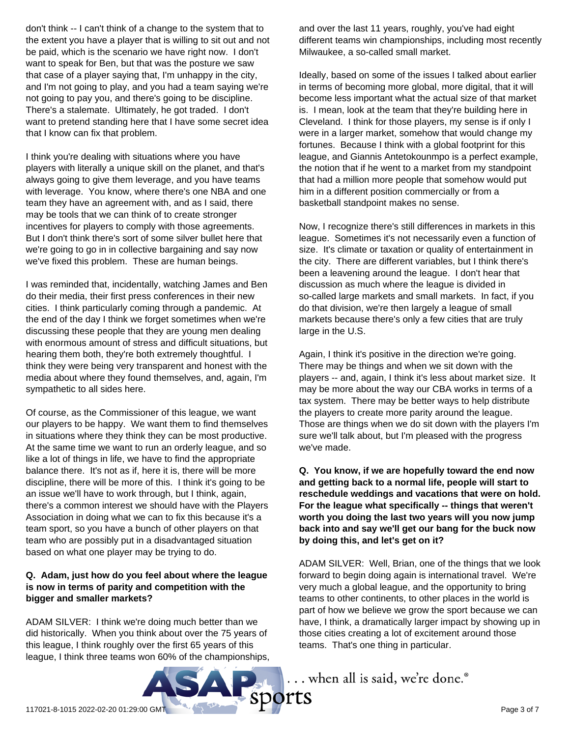don't think -- I can't think of a change to the system that to the extent you have a player that is willing to sit out and not be paid, which is the scenario we have right now. I don't want to speak for Ben, but that was the posture we saw that case of a player saying that, I'm unhappy in the city, and I'm not going to play, and you had a team saying we're not going to pay you, and there's going to be discipline. There's a stalemate. Ultimately, he got traded. I don't want to pretend standing here that I have some secret idea that I know can fix that problem.

I think you're dealing with situations where you have players with literally a unique skill on the planet, and that's always going to give them leverage, and you have teams with leverage. You know, where there's one NBA and one team they have an agreement with, and as I said, there may be tools that we can think of to create stronger incentives for players to comply with those agreements. But I don't think there's sort of some silver bullet here that we're going to go in in collective bargaining and say now we've fixed this problem. These are human beings.

I was reminded that, incidentally, watching James and Ben do their media, their first press conferences in their new cities. I think particularly coming through a pandemic. At the end of the day I think we forget sometimes when we're discussing these people that they are young men dealing with enormous amount of stress and difficult situations, but hearing them both, they're both extremely thoughtful. I think they were being very transparent and honest with the media about where they found themselves, and, again, I'm sympathetic to all sides here.

Of course, as the Commissioner of this league, we want our players to be happy. We want them to find themselves in situations where they think they can be most productive. At the same time we want to run an orderly league, and so like a lot of things in life, we have to find the appropriate balance there. It's not as if, here it is, there will be more discipline, there will be more of this. I think it's going to be an issue we'll have to work through, but I think, again, there's a common interest we should have with the Players Association in doing what we can to fix this because it's a team sport, so you have a bunch of other players on that team who are possibly put in a disadvantaged situation based on what one player may be trying to do.

**Q. Adam, just how do you feel about where the league is now in terms of parity and competition with the bigger and smaller markets?**

ADAM SILVER: I think we're doing much better than we did historically. When you think about over the 75 years of this league, I think roughly over the first 65 years of this league, I think three teams won 60% of the championships, and over the last 11 years, roughly, you've had eight different teams win championships, including most recently Milwaukee, a so-called small market.

Ideally, based on some of the issues I talked about earlier in terms of becoming more global, more digital, that it will become less important what the actual size of that market is. I mean, look at the team that they're building here in Cleveland. I think for those players, my sense is if only I were in a larger market, somehow that would change my fortunes. Because I think with a global footprint for this league, and Giannis Antetokounmpo is a perfect example, the notion that if he went to a market from my standpoint that had a million more people that somehow would put him in a different position commercially or from a basketball standpoint makes no sense.

Now, I recognize there's still differences in markets in this league. Sometimes it's not necessarily even a function of size. It's climate or taxation or quality of entertainment in the city. There are different variables, but I think there's been a leavening around the league. I don't hear that discussion as much where the league is divided in so-called large markets and small markets. In fact, if you do that division, we're then largely a league of small markets because there's only a few cities that are truly large in the U.S.

Again, I think it's positive in the direction we're going. There may be things and when we sit down with the players -- and, again, I think it's less about market size. It may be more about the way our CBA works in terms of a tax system. There may be better ways to help distribute the players to create more parity around the league. Those are things when we do sit down with the players I'm sure we'll talk about, but I'm pleased with the progress we've made.

**Q. You know, if we are hopefully toward the end now and getting back to a normal life, people will start to reschedule weddings and vacations that were on hold. For the league what specifically -- things that weren't worth you doing the last two years will you now jump back into and say we'll get our bang for the buck now by doing this, and let's get on it?**

ADAM SILVER: Well, Brian, one of the things that we look forward to begin doing again is international travel. We're very much a global league, and the opportunity to bring teams to other continents, to other places in the world is part of how we believe we grow the sport because we can have, I think, a dramatically larger impact by showing up in those cities creating a lot of excitement around those teams. That's one thing in particular.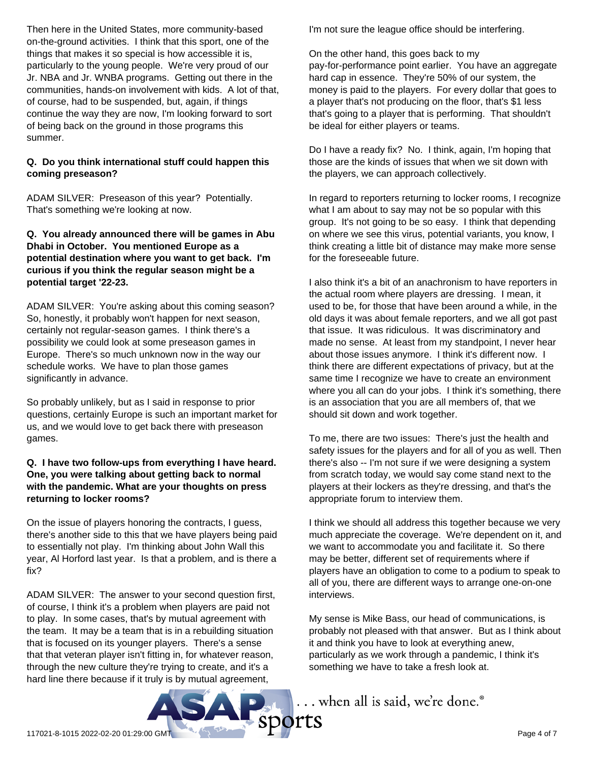Then here in the United States, more community-based on-the-ground activities. I think that this sport, one of the things that makes it so special is how accessible it is, particularly to the young people. We're very proud of our Jr. NBA and Jr. WNBA programs. Getting out there in the communities, hands-on involvement with kids. A lot of that, of course, had to be suspended, but, again, if things continue the way they are now, I'm looking forward to sort of being back on the ground in those programs this summer.

**Q. Do you think international stuff could happen this coming preseason?**

ADAM SILVER: Preseason of this year? Potentially. That's something we're looking at now.

**Q. You already announced there will be games in Abu Dhabi in October. You mentioned Europe as a potential destination where you want to get back. I'm curious if you think the regular season might be a potential target '22-23.**

ADAM SILVER: You're asking about this coming season? So, honestly, it probably won't happen for next season, certainly not regular-season games. I think there's a possibility we could look at some preseason games in Europe. There's so much unknown now in the way our schedule works. We have to plan those games significantly in advance.

So probably unlikely, but as I said in response to prior questions, certainly Europe is such an important market for us, and we would love to get back there with preseason games.

**Q. I have two follow-ups from everything I have heard. One, you were talking about getting back to normal with the pandemic. What are your thoughts on press returning to locker rooms?**

On the issue of players honoring the contracts, I guess, there's another side to this that we have players being paid to essentially not play. I'm thinking about John Wall this year, Al Horford last year. Is that a problem, and is there a fix?

ADAM SILVER: The answer to your second question first, of course, I think it's a problem when players are paid not to play. In some cases, that's by mutual agreement with the team. It may be a team that is in a rebuilding situation that is focused on its younger players. There's a sense that that veteran player isn't fitting in, for whatever reason, through the new culture they're trying to create, and it's a hard line there because if it truly is by mutual agreement, I'm not sure the league office should be interfering.

On the other hand, this goes back to my pay-for-performance point earlier. You have an aggregate hard cap in essence. They're 50% of our system, the money is paid to the players. For every dollar that goes to a player that's not producing on the floor, that's $1 less that's going to a player that is performing. That shouldn't be ideal for either players or teams.

Do I have a ready fix? No. I think, again, I'm hoping that those are the kinds of issues that when we sit down with the players, we can approach collectively.

In regard to reporters returning to locker rooms, I recognize what I am about to say may not be so popular with this group. It's not going to be so easy. I think that depending on where we see this virus, potential variants, you know, I think creating a little bit of distance may make more sense for the foreseeable future.

I also think it's a bit of an anachronism to have reporters in the actual room where players are dressing. I mean, it used to be, for those that have been around a while, in the old days it was about female reporters, and we all got past that issue. It was ridiculous. It was discriminatory and made no sense. At least from my standpoint, I never hear about those issues anymore. I think it's different now. I think there are different expectations of privacy, but at the same time I recognize we have to create an environment where you all can do your jobs. I think it's something, there is an association that you are all members of, that we should sit down and work together.

To me, there are two issues: There's just the health and safety issues for the players and for all of you as well. Then there's also -- I'm not sure if we were designing a system from scratch today, we would say come stand next to the players at their lockers as they're dressing, and that's the appropriate forum to interview them.

I think we should all address this together because we very much appreciate the coverage. We're dependent on it, and we want to accommodate you and facilitate it. So there may be better, different set of requirements where if players have an obligation to come to a podium to speak to all of you, there are different ways to arrange one-on-one interviews.

My sense is Mike Bass, our head of communications, is probably not pleased with that answer. But as I think about it and think you have to look at everything anew, particularly as we work through a pandemic, I think it's something we have to take a fresh look at.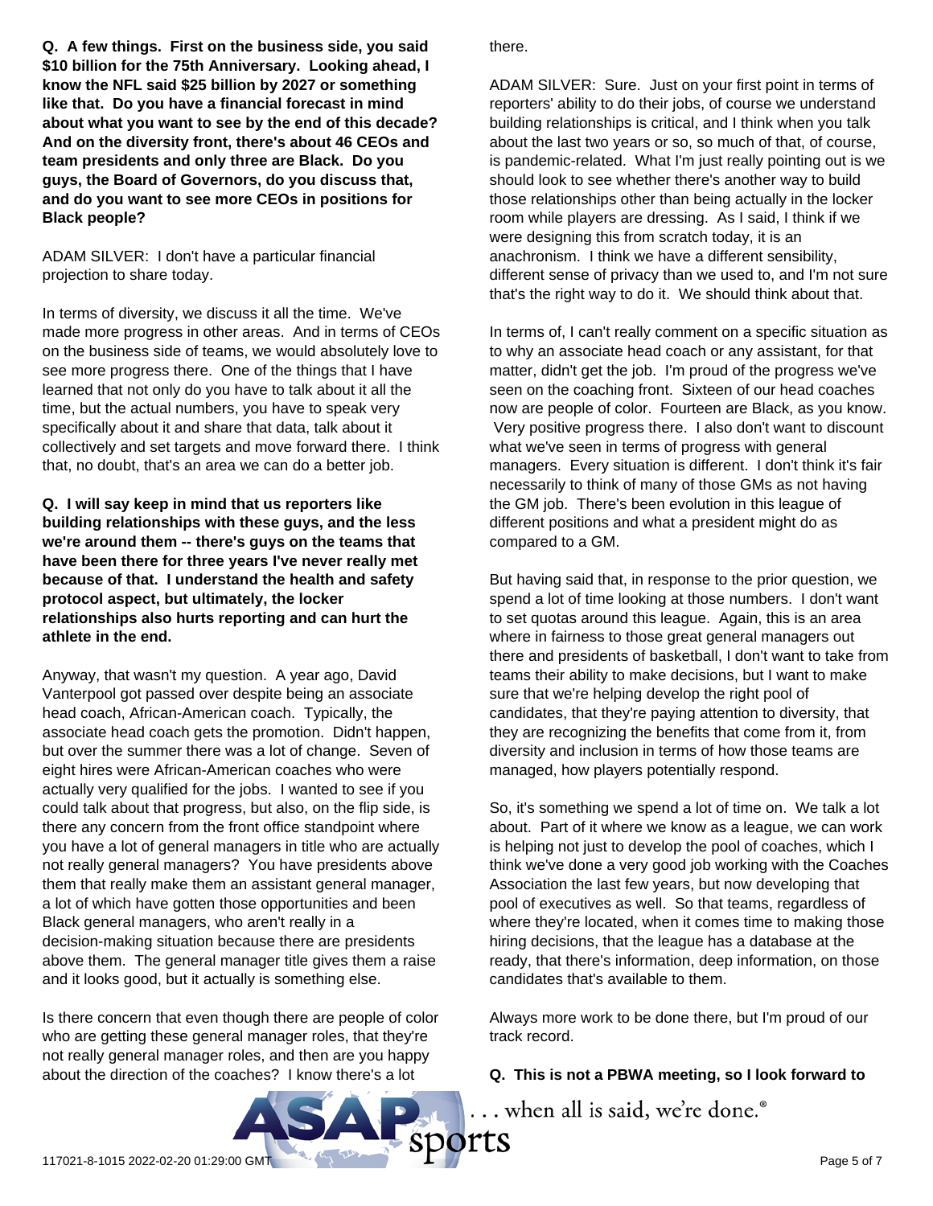**Q. A few things. First on the business side, you said $10 billion for the 75th Anniversary. Looking ahead, I know the NFL said $25 billion by 2027 or something like that. Do you have a financial forecast in mind about what you want to see by the end of this decade? And on the diversity front, there's about 46 CEOs and team presidents and only three are Black. Do you guys, the Board of Governors, do you discuss that, and do you want to see more CEOs in positions for Black people?**

ADAM SILVER: I don't have a particular financial projection to share today.

In terms of diversity, we discuss it all the time. We've made more progress in other areas. And in terms of CEOs on the business side of teams, we would absolutely love to see more progress there. One of the things that I have learned that not only do you have to talk about it all the time, but the actual numbers, you have to speak very specifically about it and share that data, talk about it collectively and set targets and move forward there. I think that, no doubt, that's an area we can do a better job.

**Q. I will say keep in mind that us reporters like building relationships with these guys, and the less we're around them -- there's guys on the teams that have been there for three years I've never really met because of that. I understand the health and safety protocol aspect, but ultimately, the locker relationships also hurts reporting and can hurt the athlete in the end.**

Anyway, that wasn't my question. A year ago, David Vanterpool got passed over despite being an associate head coach, African-American coach. Typically, the associate head coach gets the promotion. Didn't happen, but over the summer there was a lot of change. Seven of eight hires were African-American coaches who were actually very qualified for the jobs. I wanted to see if you could talk about that progress, but also, on the flip side, is there any concern from the front office standpoint where you have a lot of general managers in title who are actually not really general managers? You have presidents above them that really make them an assistant general manager, a lot of which have gotten those opportunities and been Black general managers, who aren't really in a decision-making situation because there are presidents above them. The general manager title gives them a raise and it looks good, but it actually is something else.

Is there concern that even though there are people of color who are getting these general manager roles, that they're not really general manager roles, and then are you happy about the direction of the coaches? I know there's a lot there.

ADAM SILVER: Sure. Just on your first point in terms of reporters' ability to do their jobs, of course we understand building relationships is critical, and I think when you talk about the last two years or so, so much of that, of course, is pandemic-related. What I'm just really pointing out is we should look to see whether there's another way to build those relationships other than being actually in the locker room while players are dressing. As I said, I think if we were designing this from scratch today, it is an anachronism. I think we have a different sensibility, different sense of privacy than we used to, and I'm not sure that's the right way to do it. We should think about that.

In terms of, I can't really comment on a specific situation as to why an associate head coach or any assistant, for that matter, didn't get the job. I'm proud of the progress we've seen on the coaching front. Sixteen of our head coaches now are people of color. Fourteen are Black, as you know. Very positive progress there. I also don't want to discount what we've seen in terms of progress with general managers. Every situation is different. I don't think it's fair necessarily to think of many of those GMs as not having the GM job. There's been evolution in this league of different positions and what a president might do as compared to a GM.

But having said that, in response to the prior question, we spend a lot of time looking at those numbers. I don't want to set quotas around this league. Again, this is an area where in fairness to those great general managers out there and presidents of basketball, I don't want to take from teams their ability to make decisions, but I want to make sure that we're helping develop the right pool of candidates, that they're paying attention to diversity, that they are recognizing the benefits that come from it, from diversity and inclusion in terms of how those teams are managed, how players potentially respond.

So, it's something we spend a lot of time on. We talk a lot about. Part of it where we know as a league, we can work is helping not just to develop the pool of coaches, which I think we've done a very good job working with the Coaches Association the last few years, but now developing that pool of executives as well. So that teams, regardless of where they're located, when it comes time to making those hiring decisions, that the league has a database at the ready, that there's information, deep information, on those candidates that's available to them.

Always more work to be done there, but I'm proud of our track record.

**Q. This is not a PBWA meeting, so I look forward to**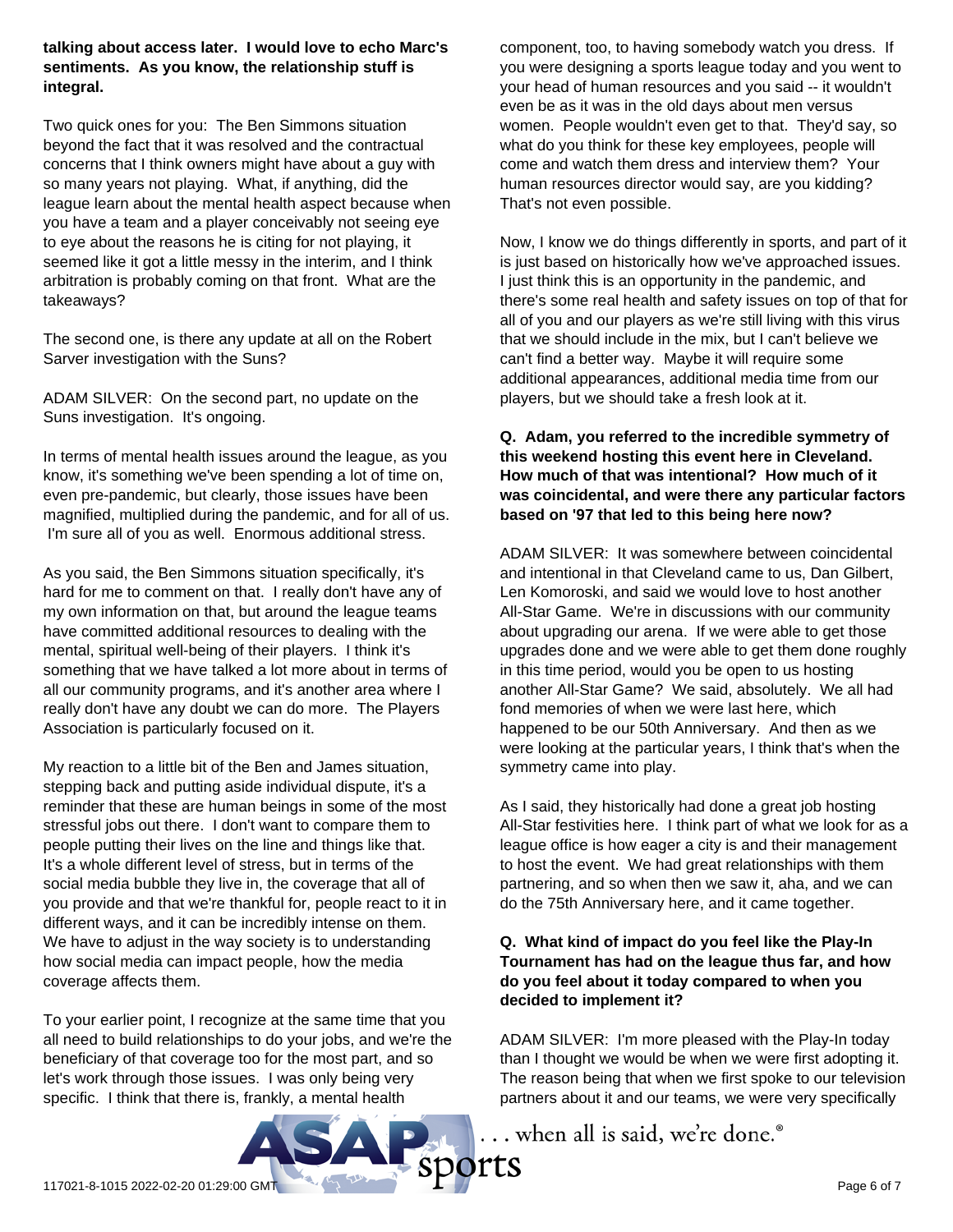**talking about access later. I would love to echo Marc's sentiments. As you know, the relationship stuff is integral.**

Two quick ones for you: The Ben Simmons situation beyond the fact that it was resolved and the contractual concerns that I think owners might have about a guy with so many years not playing. What, if anything, did the league learn about the mental health aspect because when you have a team and a player conceivably not seeing eye to eye about the reasons he is citing for not playing, it seemed like it got a little messy in the interim, and I think arbitration is probably coming on that front. What are the takeaways?

The second one, is there any update at all on the Robert Sarver investigation with the Suns?

ADAM SILVER: On the second part, no update on the Suns investigation. It's ongoing.

In terms of mental health issues around the league, as you know, it's something we've been spending a lot of time on, even pre-pandemic, but clearly, those issues have been magnified, multiplied during the pandemic, and for all of us. I'm sure all of you as well. Enormous additional stress.

As you said, the Ben Simmons situation specifically, it's hard for me to comment on that. I really don't have any of my own information on that, but around the league teams have committed additional resources to dealing with the mental, spiritual well-being of their players. I think it's something that we have talked a lot more about in terms of all our community programs, and it's another area where I really don't have any doubt we can do more. The Players Association is particularly focused on it.

My reaction to a little bit of the Ben and James situation, stepping back and putting aside individual dispute, it's a reminder that these are human beings in some of the most stressful jobs out there. I don't want to compare them to people putting their lives on the line and things like that. It's a whole different level of stress, but in terms of the social media bubble they live in, the coverage that all of you provide and that we're thankful for, people react to it in different ways, and it can be incredibly intense on them. We have to adjust in the way society is to understanding how social media can impact people, how the media coverage affects them.

To your earlier point, I recognize at the same time that you all need to build relationships to do your jobs, and we're the beneficiary of that coverage too for the most part, and so let's work through those issues. I was only being very specific. I think that there is, frankly, a mental health component, too, to having somebody watch you dress. If you were designing a sports league today and you went to your head of human resources and you said -- it wouldn't even be as it was in the old days about men versus women. People wouldn't even get to that. They'd say, so what do you think for these key employees, people will come and watch them dress and interview them? Your human resources director would say, are you kidding? That's not even possible.

Now, I know we do things differently in sports, and part of it is just based on historically how we've approached issues. I just think this is an opportunity in the pandemic, and there's some real health and safety issues on top of that for all of you and our players as we're still living with this virus that we should include in the mix, but I can't believe we can't find a better way. Maybe it will require some additional appearances, additional media time from our players, but we should take a fresh look at it.

**Q. Adam, you referred to the incredible symmetry of this weekend hosting this event here in Cleveland. How much of that was intentional? How much of it was coincidental, and were there any particular factors based on '97 that led to this being here now?**

ADAM SILVER: It was somewhere between coincidental and intentional in that Cleveland came to us, Dan Gilbert, Len Komoroski, and said we would love to host another All-Star Game. We're in discussions with our community about upgrading our arena. If we were able to get those upgrades done and we were able to get them done roughly in this time period, would you be open to us hosting another All-Star Game? We said, absolutely. We all had fond memories of when we were last here, which happened to be our 50th Anniversary. And then as we were looking at the particular years, I think that's when the symmetry came into play.

As I said, they historically had done a great job hosting All-Star festivities here. I think part of what we look for as a league office is how eager a city is and their management to host the event. We had great relationships with them partnering, and so when then we saw it, aha, and we can do the 75th Anniversary here, and it came together.

**Q. What kind of impact do you feel like the Play-In Tournament has had on the league thus far, and how do you feel about it today compared to when you decided to implement it?**

ADAM SILVER: I'm more pleased with the Play-In today than I thought we would be when we were first adopting it. The reason being that when we first spoke to our television partners about it and our teams, we were very specifically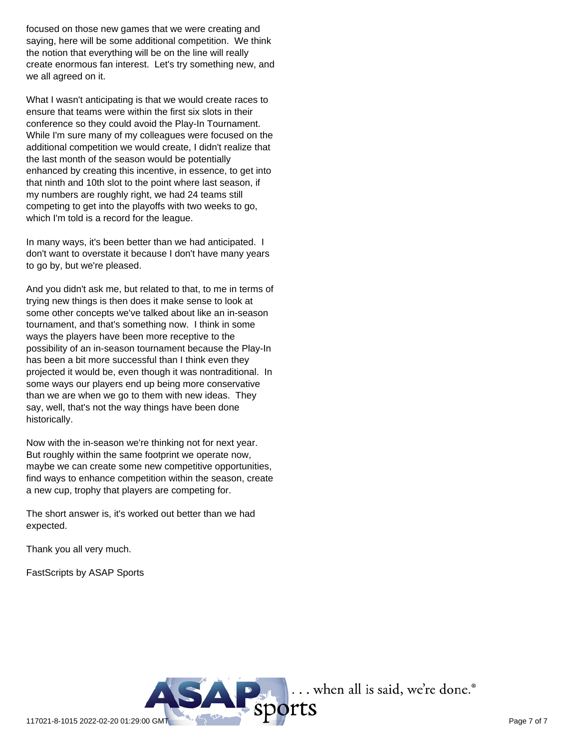focused on those new games that we were creating and saying, here will be some additional competition. We think the notion that everything will be on the line will really create enormous fan interest. Let's try something new, and we all agreed on it.

What I wasn't anticipating is that we would create races to ensure that teams were within the first six slots in their conference so they could avoid the Play-In Tournament. While I'm sure many of my colleagues were focused on the additional competition we would create, I didn't realize that the last month of the season would be potentially enhanced by creating this incentive, in essence, to get into that ninth and 10th slot to the point where last season, if my numbers are roughly right, we had 24 teams still competing to get into the playoffs with two weeks to go, which I'm told is a record for the league.

In many ways, it's been better than we had anticipated. I don't want to overstate it because I don't have many years to go by, but we're pleased.

And you didn't ask me, but related to that, to me in terms of trying new things is then does it make sense to look at some other concepts we've talked about like an in-season tournament, and that's something now. I think in some ways the players have been more receptive to the possibility of an in-season tournament because the Play-In has been a bit more successful than I think even they projected it would be, even though it was nontraditional. In some ways our players end up being more conservative than we are when we go to them with new ideas. They say, well, that's not the way things have been done historically.

Now with the in-season we're thinking not for next year. But roughly within the same footprint we operate now, maybe we can create some new competitive opportunities, find ways to enhance competition within the season, create a new cup, trophy that players are competing for.

The short answer is, it's worked out better than we had expected.

Thank you all very much.

FastScripts by ASAP Sports